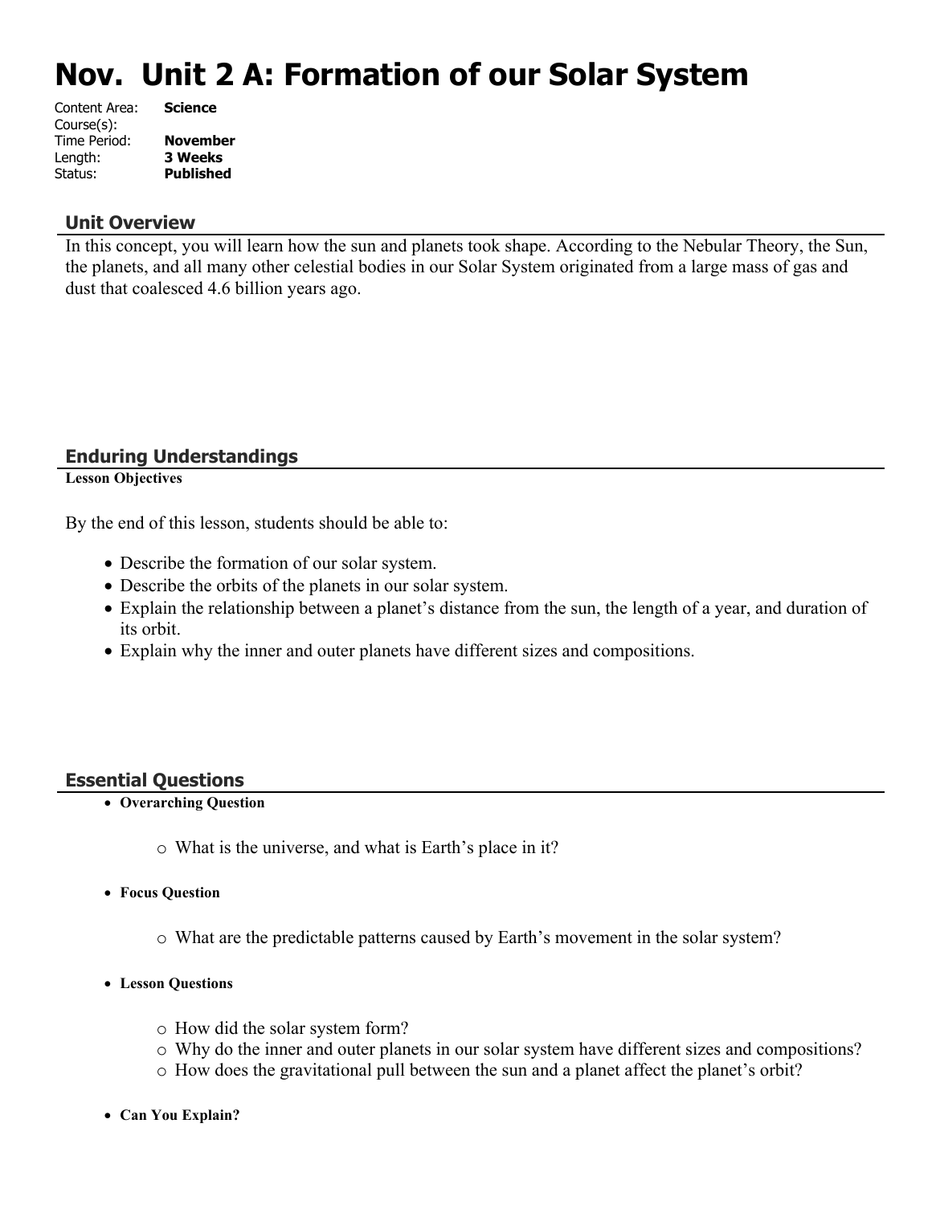# Nov. Unit 2 A: Formation of our Solar System

Content Area: **Science**
Course(s):
Time Period: **November**
Length: **3 Weeks**
Status: **Published**

## Unit Overview

In this concept, you will learn how the sun and planets took shape. According to the Nebular Theory, the Sun, the planets, and all many other celestial bodies in our Solar System originated from a large mass of gas and dust that coalesced 4.6 billion years ago.

## Enduring Understandings

**Lesson Objectives**

By the end of this lesson, students should be able to:

- Describe the formation of our solar system.
- Describe the orbits of the planets in our solar system.
- Explain the relationship between a planet's distance from the sun, the length of a year, and duration of its orbit.
- Explain why the inner and outer planets have different sizes and compositions.

## Essential Questions

- **Overarching Question**
  - What is the universe, and what is Earth's place in it?
- **Focus Question**
  - What are the predictable patterns caused by Earth's movement in the solar system?
- **Lesson Questions**
  - How did the solar system form?
  - Why do the inner and outer planets in our solar system have different sizes and compositions?
  - How does the gravitational pull between the sun and a planet affect the planet's orbit?
- **Can You Explain?**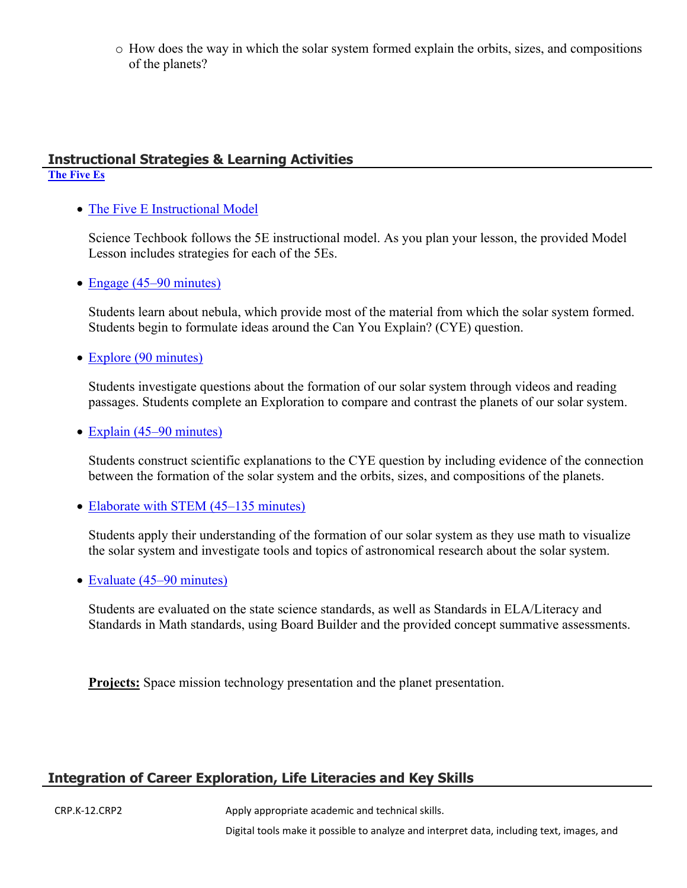- How does the way in which the solar system formed explain the orbits, sizes, and compositions of the planets?

## Instructional Strategies & Learning Activities

**The Five Es**

- The Five E Instructional Model

  Science Techbook follows the 5E instructional model. As you plan your lesson, the provided Model Lesson includes strategies for each of the 5Es.

- Engage (45–90 minutes)

  Students learn about nebula, which provide most of the material from which the solar system formed. Students begin to formulate ideas around the Can You Explain? (CYE) question.

- Explore (90 minutes)

  Students investigate questions about the formation of our solar system through videos and reading passages. Students complete an Exploration to compare and contrast the planets of our solar system.

- Explain (45–90 minutes)

  Students construct scientific explanations to the CYE question by including evidence of the connection between the formation of the solar system and the orbits, sizes, and compositions of the planets.

- Elaborate with STEM (45–135 minutes)

  Students apply their understanding of the formation of our solar system as they use math to visualize the solar system and investigate tools and topics of astronomical research about the solar system.

- Evaluate (45–90 minutes)

  Students are evaluated on the state science standards, as well as Standards in ELA/Literacy and Standards in Math standards, using Board Builder and the provided concept summative assessments.

**Projects:** Space mission technology presentation and the planet presentation.

## Integration of Career Exploration, Life Literacies and Key Skills

| | |
|---|---|
| CRP.K-12.CRP2 | Apply appropriate academic and technical skills. |
| | Digital tools make it possible to analyze and interpret data, including text, images, and |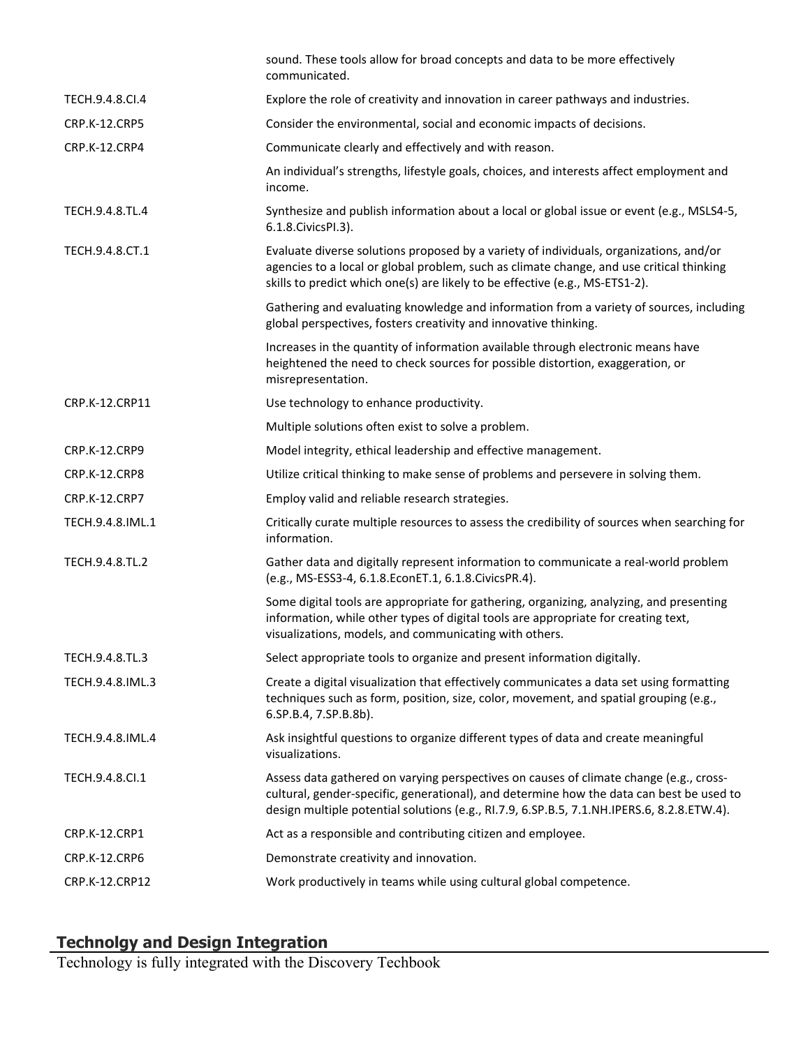| | |
|---|---|
| | sound. These tools allow for broad concepts and data to be more effectively communicated. |
| TECH.9.4.8.CI.4 | Explore the role of creativity and innovation in career pathways and industries. |
| CRP.K-12.CRP5 | Consider the environmental, social and economic impacts of decisions. |
| CRP.K-12.CRP4 | Communicate clearly and effectively and with reason. |
| | An individual's strengths, lifestyle goals, choices, and interests affect employment and income. |
| TECH.9.4.8.TL.4 | Synthesize and publish information about a local or global issue or event (e.g., MSLS4-5, 6.1.8.CivicsPI.3). |
| TECH.9.4.8.CT.1 | Evaluate diverse solutions proposed by a variety of individuals, organizations, and/or agencies to a local or global problem, such as climate change, and use critical thinking skills to predict which one(s) are likely to be effective (e.g., MS-ETS1-2). |
| | Gathering and evaluating knowledge and information from a variety of sources, including global perspectives, fosters creativity and innovative thinking. |
| | Increases in the quantity of information available through electronic means have heightened the need to check sources for possible distortion, exaggeration, or misrepresentation. |
| CRP.K-12.CRP11 | Use technology to enhance productivity. |
| | Multiple solutions often exist to solve a problem. |
| CRP.K-12.CRP9 | Model integrity, ethical leadership and effective management. |
| CRP.K-12.CRP8 | Utilize critical thinking to make sense of problems and persevere in solving them. |
| CRP.K-12.CRP7 | Employ valid and reliable research strategies. |
| TECH.9.4.8.IML.1 | Critically curate multiple resources to assess the credibility of sources when searching for information. |
| TECH.9.4.8.TL.2 | Gather data and digitally represent information to communicate a real-world problem (e.g., MS-ESS3-4, 6.1.8.EconET.1, 6.1.8.CivicsPR.4). |
| | Some digital tools are appropriate for gathering, organizing, analyzing, and presenting information, while other types of digital tools are appropriate for creating text, visualizations, models, and communicating with others. |
| TECH.9.4.8.TL.3 | Select appropriate tools to organize and present information digitally. |
| TECH.9.4.8.IML.3 | Create a digital visualization that effectively communicates a data set using formatting techniques such as form, position, size, color, movement, and spatial grouping (e.g., 6.SP.B.4, 7.SP.B.8b). |
| TECH.9.4.8.IML.4 | Ask insightful questions to organize different types of data and create meaningful visualizations. |
| TECH.9.4.8.CI.1 | Assess data gathered on varying perspectives on causes of climate change (e.g., cross-cultural, gender-specific, generational), and determine how the data can best be used to design multiple potential solutions (e.g., RI.7.9, 6.SP.B.5, 7.1.NH.IPERS.6, 8.2.8.ETW.4). |
| CRP.K-12.CRP1 | Act as a responsible and contributing citizen and employee. |
| CRP.K-12.CRP6 | Demonstrate creativity and innovation. |
| CRP.K-12.CRP12 | Work productively in teams while using cultural global competence. |

## Technolgy and Design Integration

Technology is fully integrated with the Discovery Techbook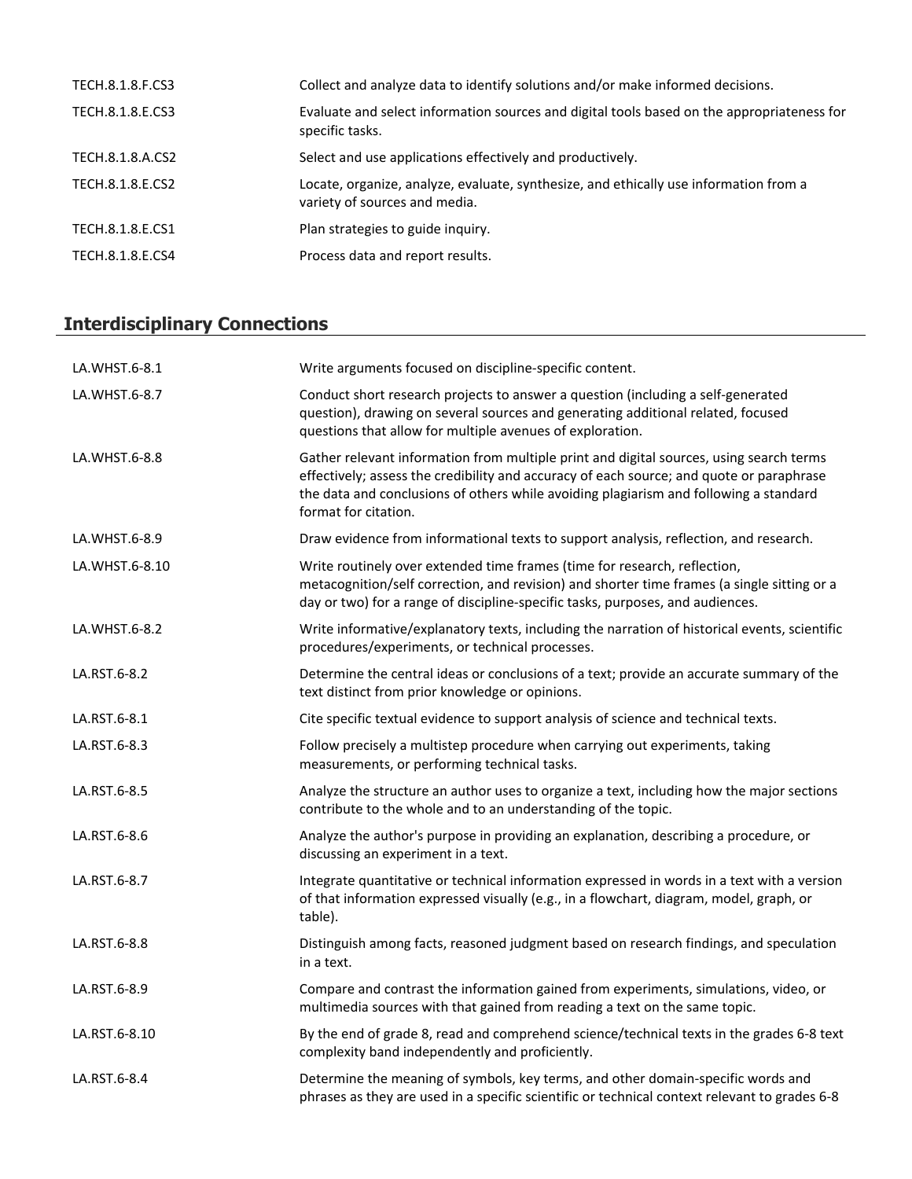| | |
|---|---|
| TECH.8.1.8.F.CS3 | Collect and analyze data to identify solutions and/or make informed decisions. |
| TECH.8.1.8.E.CS3 | Evaluate and select information sources and digital tools based on the appropriateness for specific tasks. |
| TECH.8.1.8.A.CS2 | Select and use applications effectively and productively. |
| TECH.8.1.8.E.CS2 | Locate, organize, analyze, evaluate, synthesize, and ethically use information from a variety of sources and media. |
| TECH.8.1.8.E.CS1 | Plan strategies to guide inquiry. |
| TECH.8.1.8.E.CS4 | Process data and report results. |

## Interdisciplinary Connections

| | |
|---|---|
| LA.WHST.6-8.1 | Write arguments focused on discipline-specific content. |
| LA.WHST.6-8.7 | Conduct short research projects to answer a question (including a self-generated question), drawing on several sources and generating additional related, focused questions that allow for multiple avenues of exploration. |
| LA.WHST.6-8.8 | Gather relevant information from multiple print and digital sources, using search terms effectively; assess the credibility and accuracy of each source; and quote or paraphrase the data and conclusions of others while avoiding plagiarism and following a standard format for citation. |
| LA.WHST.6-8.9 | Draw evidence from informational texts to support analysis, reflection, and research. |
| LA.WHST.6-8.10 | Write routinely over extended time frames (time for research, reflection, metacognition/self correction, and revision) and shorter time frames (a single sitting or a day or two) for a range of discipline-specific tasks, purposes, and audiences. |
| LA.WHST.6-8.2 | Write informative/explanatory texts, including the narration of historical events, scientific procedures/experiments, or technical processes. |
| LA.RST.6-8.2 | Determine the central ideas or conclusions of a text; provide an accurate summary of the text distinct from prior knowledge or opinions. |
| LA.RST.6-8.1 | Cite specific textual evidence to support analysis of science and technical texts. |
| LA.RST.6-8.3 | Follow precisely a multistep procedure when carrying out experiments, taking measurements, or performing technical tasks. |
| LA.RST.6-8.5 | Analyze the structure an author uses to organize a text, including how the major sections contribute to the whole and to an understanding of the topic. |
| LA.RST.6-8.6 | Analyze the author's purpose in providing an explanation, describing a procedure, or discussing an experiment in a text. |
| LA.RST.6-8.7 | Integrate quantitative or technical information expressed in words in a text with a version of that information expressed visually (e.g., in a flowchart, diagram, model, graph, or table). |
| LA.RST.6-8.8 | Distinguish among facts, reasoned judgment based on research findings, and speculation in a text. |
| LA.RST.6-8.9 | Compare and contrast the information gained from experiments, simulations, video, or multimedia sources with that gained from reading a text on the same topic. |
| LA.RST.6-8.10 | By the end of grade 8, read and comprehend science/technical texts in the grades 6-8 text complexity band independently and proficiently. |
| LA.RST.6-8.4 | Determine the meaning of symbols, key terms, and other domain-specific words and phrases as they are used in a specific scientific or technical context relevant to grades 6-8 |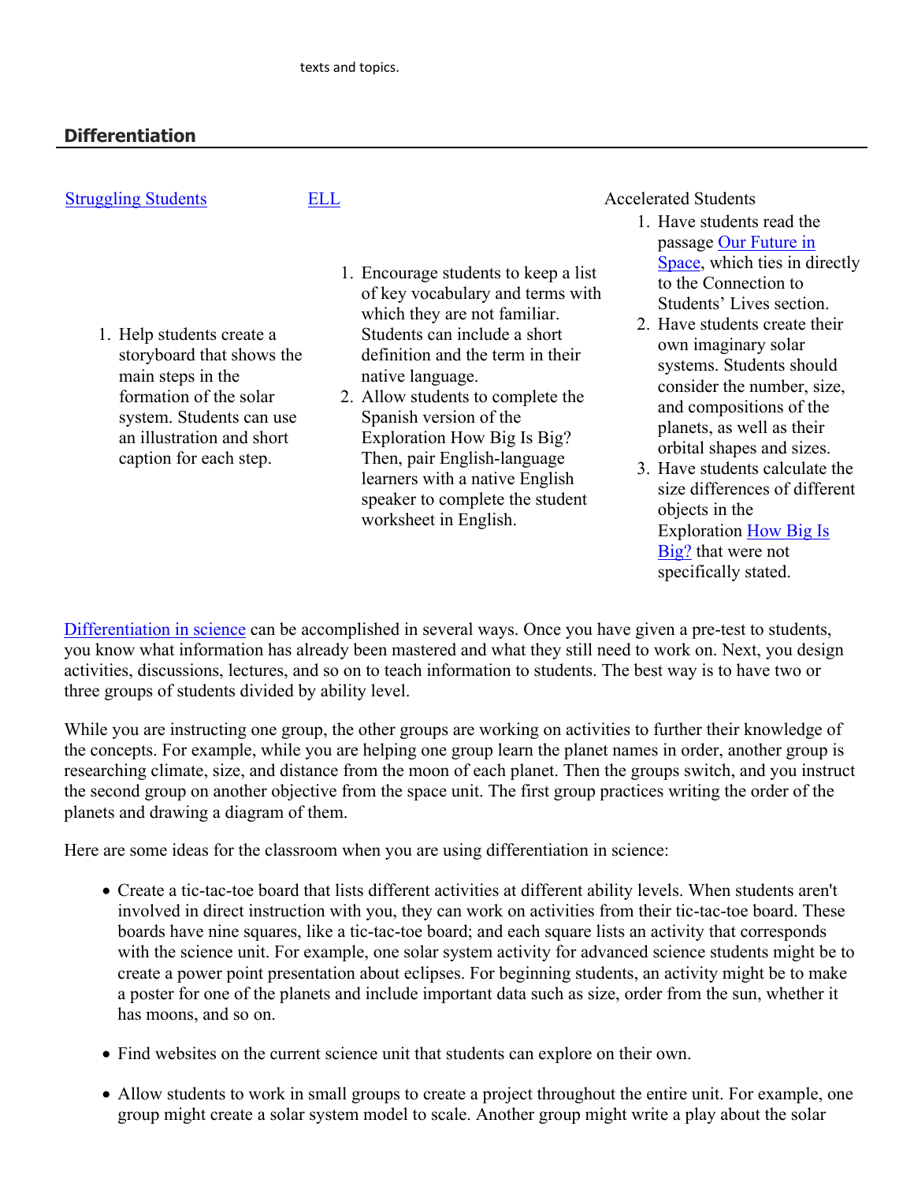texts and topics.

## Differentiation

| Struggling Students | ELL | Accelerated Students |
| --- | --- | --- |
| 1. Help students create a storyboard that shows the main steps in the formation of the solar system. Students can use an illustration and short caption for each step. | 1. Encourage students to keep a list of key vocabulary and terms with which they are not familiar. Students can include a short definition and the term in their native language.<br>2. Allow students to complete the Spanish version of the Exploration How Big Is Big? Then, pair English-language learners with a native English speaker to complete the student worksheet in English. | 1. Have students read the passage Our Future in Space, which ties in directly to the Connection to Students' Lives section.<br>2. Have students create their own imaginary solar systems. Students should consider the number, size, and compositions of the planets, as well as their orbital shapes and sizes.<br>3. Have students calculate the size differences of different objects in the Exploration How Big Is Big? that were not specifically stated. |

Differentiation in science can be accomplished in several ways. Once you have given a pre-test to students, you know what information has already been mastered and what they still need to work on. Next, you design activities, discussions, lectures, and so on to teach information to students. The best way is to have two or three groups of students divided by ability level.

While you are instructing one group, the other groups are working on activities to further their knowledge of the concepts. For example, while you are helping one group learn the planet names in order, another group is researching climate, size, and distance from the moon of each planet. Then the groups switch, and you instruct the second group on another objective from the space unit. The first group practices writing the order of the planets and drawing a diagram of them.

Here are some ideas for the classroom when you are using differentiation in science:

- Create a tic-tac-toe board that lists different activities at different ability levels. When students aren't involved in direct instruction with you, they can work on activities from their tic-tac-toe board. These boards have nine squares, like a tic-tac-toe board; and each square lists an activity that corresponds with the science unit. For example, one solar system activity for advanced science students might be to create a power point presentation about eclipses. For beginning students, an activity might be to make a poster for one of the planets and include important data such as size, order from the sun, whether it has moons, and so on.

- Find websites on the current science unit that students can explore on their own.

- Allow students to work in small groups to create a project throughout the entire unit. For example, one group might create a solar system model to scale. Another group might write a play about the solar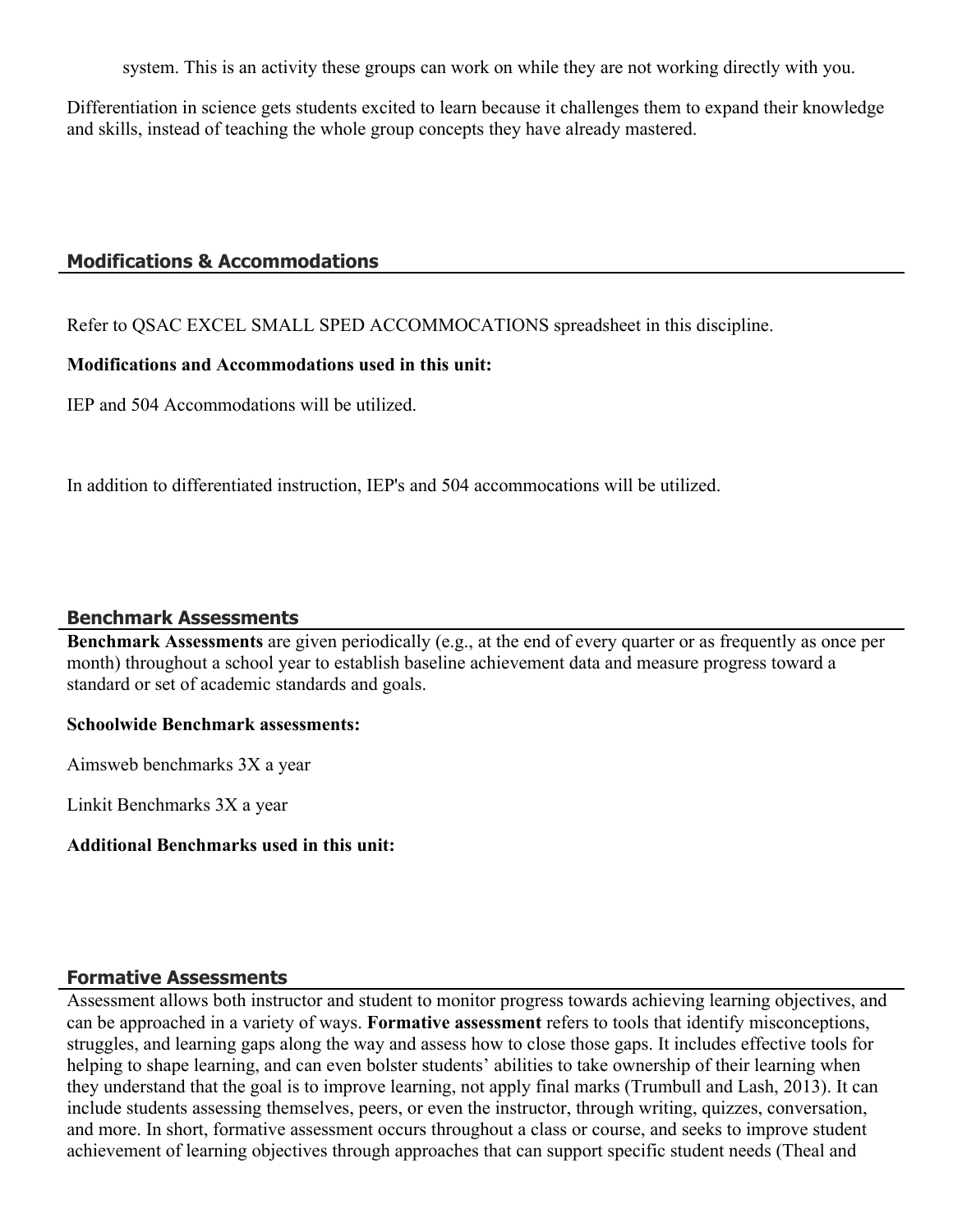system. This is an activity these groups can work on while they are not working directly with you.

Differentiation in science gets students excited to learn because it challenges them to expand their knowledge and skills, instead of teaching the whole group concepts they have already mastered.

## Modifications & Accommodations

Refer to QSAC EXCEL SMALL SPED ACCOMMOCATIONS spreadsheet in this discipline.

**Modifications and Accommodations used in this unit:**

IEP and 504 Accommodations will be utilized.

In addition to differentiated instruction, IEP's and 504 accommocations will be utilized.

## Benchmark Assessments

**Benchmark Assessments** are given periodically (e.g., at the end of every quarter or as frequently as once per month) throughout a school year to establish baseline achievement data and measure progress toward a standard or set of academic standards and goals.

**Schoolwide Benchmark assessments:**

Aimsweb benchmarks 3X a year

Linkit Benchmarks 3X a year

**Additional Benchmarks used in this unit:**

## Formative Assessments

Assessment allows both instructor and student to monitor progress towards achieving learning objectives, and can be approached in a variety of ways. **Formative assessment** refers to tools that identify misconceptions, struggles, and learning gaps along the way and assess how to close those gaps. It includes effective tools for helping to shape learning, and can even bolster students' abilities to take ownership of their learning when they understand that the goal is to improve learning, not apply final marks (Trumbull and Lash, 2013). It can include students assessing themselves, peers, or even the instructor, through writing, quizzes, conversation, and more. In short, formative assessment occurs throughout a class or course, and seeks to improve student achievement of learning objectives through approaches that can support specific student needs (Theal and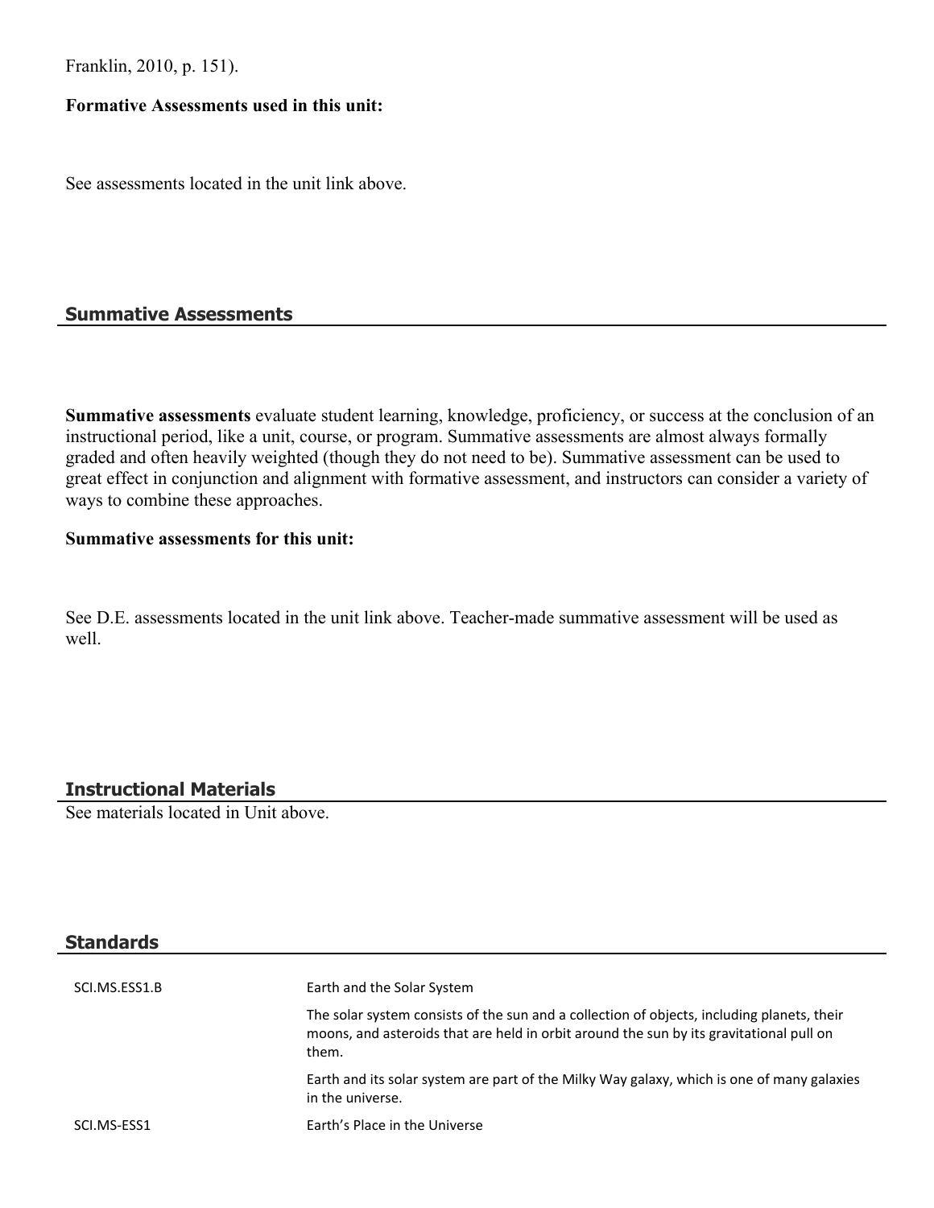Franklin, 2010, p. 151).

**Formative Assessments used in this unit:**

See assessments located in the unit link above.

## Summative Assessments

**Summative assessments** evaluate student learning, knowledge, proficiency, or success at the conclusion of an instructional period, like a unit, course, or program. Summative assessments are almost always formally graded and often heavily weighted (though they do not need to be). Summative assessment can be used to great effect in conjunction and alignment with formative assessment, and instructors can consider a variety of ways to combine these approaches.

**Summative assessments for this unit:**

See D.E. assessments located in the unit link above. Teacher-made summative assessment will be used as well.

## Instructional Materials

See materials located in Unit above.

## Standards

| | |
|---|---|
| SCI.MS.ESS1.B | Earth and the Solar System |
| | The solar system consists of the sun and a collection of objects, including planets, their moons, and asteroids that are held in orbit around the sun by its gravitational pull on them. |
| | Earth and its solar system are part of the Milky Way galaxy, which is one of many galaxies in the universe. |
| SCI.MS-ESS1 | Earth's Place in the Universe |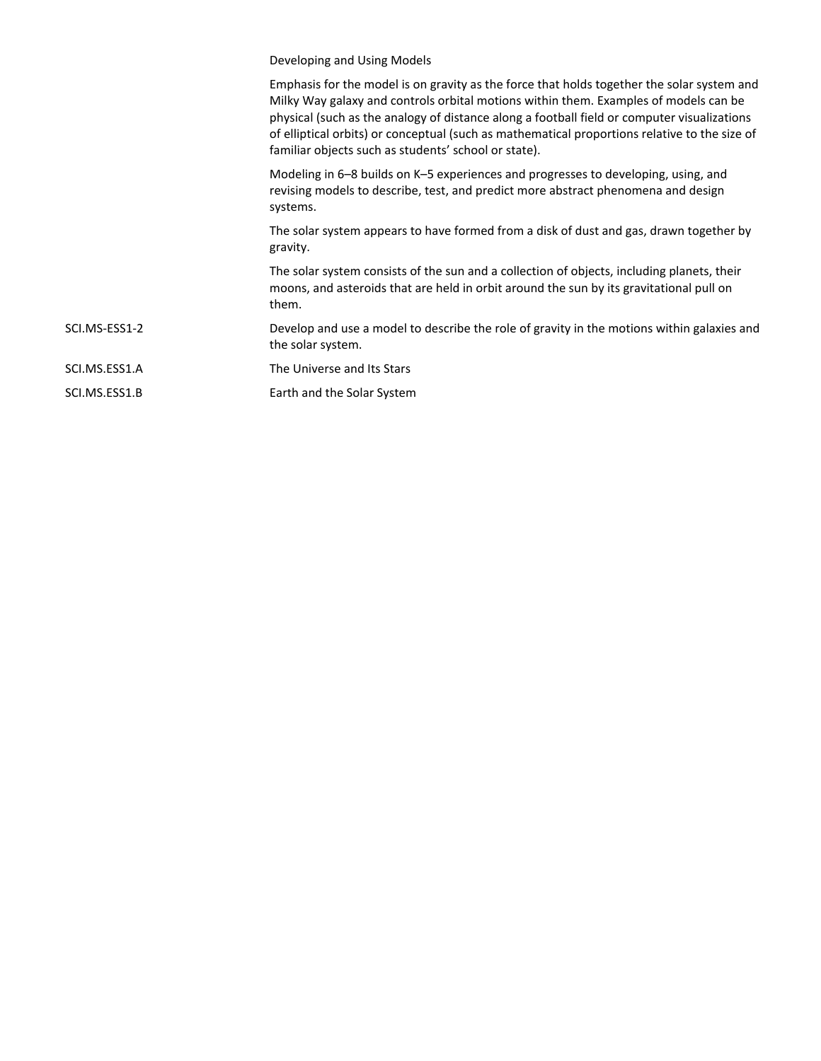| | |
|---|---|
| | Developing and Using Models |
| | Emphasis for the model is on gravity as the force that holds together the solar system and Milky Way galaxy and controls orbital motions within them. Examples of models can be physical (such as the analogy of distance along a football field or computer visualizations of elliptical orbits) or conceptual (such as mathematical proportions relative to the size of familiar objects such as students' school or state). |
| | Modeling in 6–8 builds on K–5 experiences and progresses to developing, using, and revising models to describe, test, and predict more abstract phenomena and design systems. |
| | The solar system appears to have formed from a disk of dust and gas, drawn together by gravity. |
| | The solar system consists of the sun and a collection of objects, including planets, their moons, and asteroids that are held in orbit around the sun by its gravitational pull on them. |
| SCI.MS-ESS1-2 | Develop and use a model to describe the role of gravity in the motions within galaxies and the solar system. |
| SCI.MS.ESS1.A | The Universe and Its Stars |
| SCI.MS.ESS1.B | Earth and the Solar System |